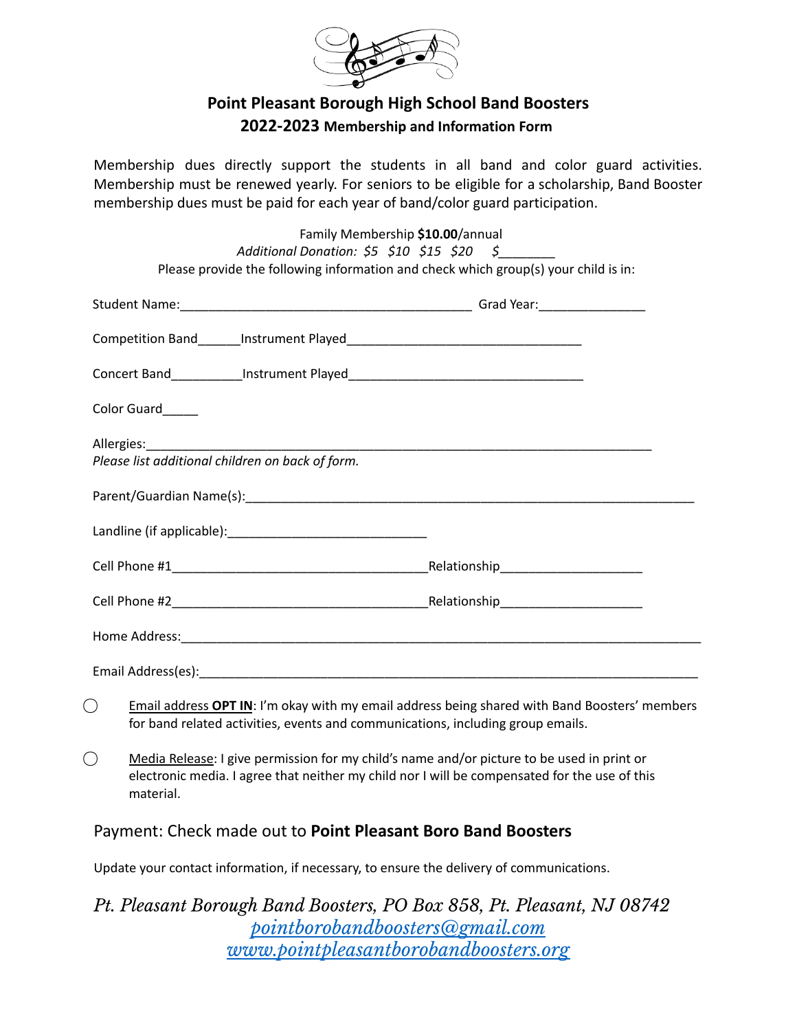## Point Pleasant Borough High School Band Boosters

### 2022-2023 Membership and Information Form

Membership dues directly support the students in all band and color guard activities. Membership must be renewed yearly. For seniors to be eligible for a scholarship, Band Booster membership dues must be paid for each year of band/color guard participation.

Family Membership **$10.00**/annual

*Additional Donation: $5 $10 $15 $20 $________*

Please provide the following information and check which group(s) your child is in:

Student Name:_________________________________________ Grad Year:_______________

Competition Band______Instrument Played_________________________________

Concert Band__________Instrument Played_________________________________

Color Guard_____

Allergies:_____________________________________________________________________

*Please list additional children on back of form.*

Parent/Guardian Name(s):_______________________________________________________________

Landline (if applicable):____________________________

Cell Phone #1___________________________________Relationship____________________

Cell Phone #2___________________________________Relationship____________________

Home Address:_____________________________________________________________________

Email Address(es):__________________________________________________________________

◯ Email address **OPT IN**: I'm okay with my email address being shared with Band Boosters' members for band related activities, events and communications, including group emails.

◯ Media Release: I give permission for my child's name and/or picture to be used in print or electronic media. I agree that neither my child nor I will be compensated for the use of this material.

Payment: Check made out to **Point Pleasant Boro Band Boosters**

Update your contact information, if necessary, to ensure the delivery of communications.

*Pt. Pleasant Borough Band Boosters, PO Box 858, Pt. Pleasant, NJ 08742*

*pointborobandboosters@gmail.com*

*www.pointpleasantborobandboosters.org*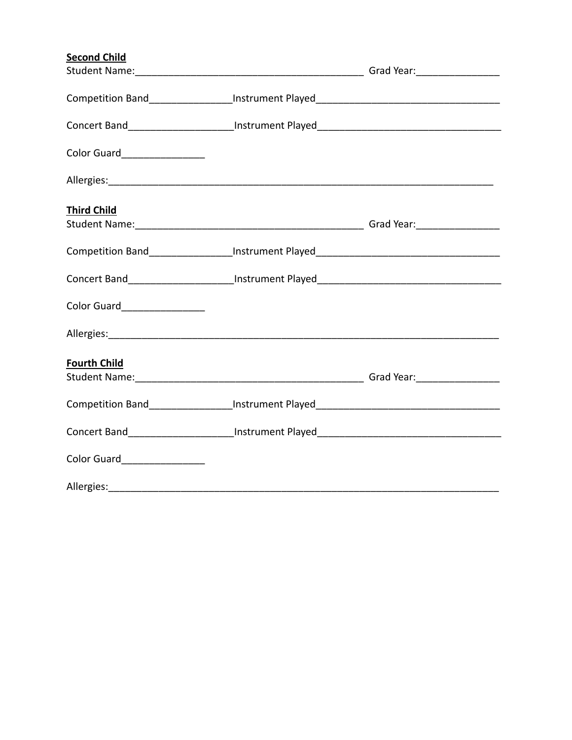**Second Child**

Student Name:_________________________________________ Grad Year:_______________

Competition Band_______________Instrument Played________________________________

Concert Band___________________Instrument Played________________________________

Color Guard_______________

Allergies:_______________________________________________________________________

**Third Child**

Student Name:_________________________________________ Grad Year:_______________

Competition Band_______________Instrument Played________________________________

Concert Band___________________Instrument Played________________________________

Color Guard_______________

Allergies:_______________________________________________________________________

**Fourth Child**

Student Name:_________________________________________ Grad Year:_______________

Competition Band_______________Instrument Played________________________________

Concert Band___________________Instrument Played________________________________

Color Guard_______________

Allergies:_______________________________________________________________________